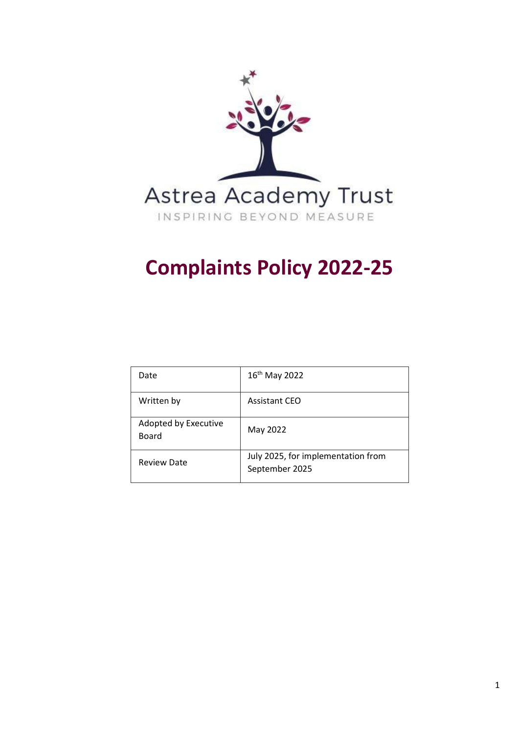Astrea Academy Trust

INSPIRING BEYOND MEASURE

# Complaints Policy 2022-25

| Date | 16th May 2022 |
|---|---|
| Written by | Assistant CEO |
| Adopted by Executive Board | May 2022 |
| Review Date | July 2025, for implementation from September 2025 |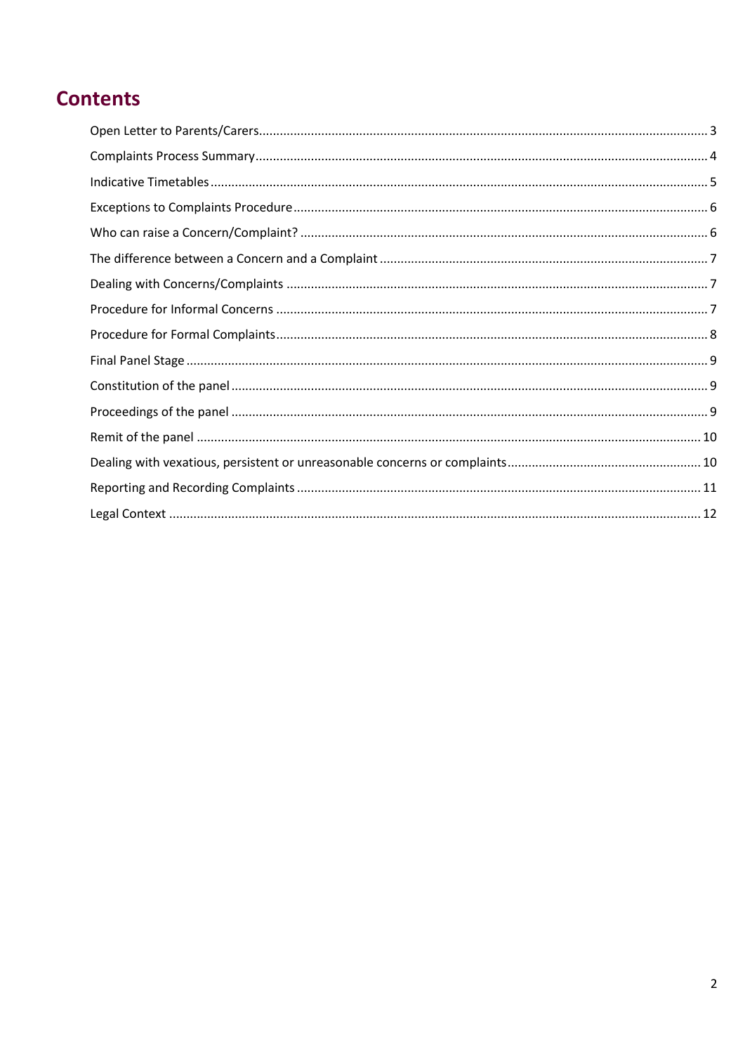# Contents

- Open Letter to Parents/Carers ... 3
- Complaints Process Summary ... 4
- Indicative Timetables ... 5
- Exceptions to Complaints Procedure ... 6
- Who can raise a Concern/Complaint? ... 6
- The difference between a Concern and a Complaint ... 7
- Dealing with Concerns/Complaints ... 7
- Procedure for Informal Concerns ... 7
- Procedure for Formal Complaints ... 8
- Final Panel Stage ... 9
- Constitution of the panel ... 9
- Proceedings of the panel ... 9
- Remit of the panel ... 10
- Dealing with vexatious, persistent or unreasonable concerns or complaints ... 10
- Reporting and Recording Complaints ... 11
- Legal Context ... 12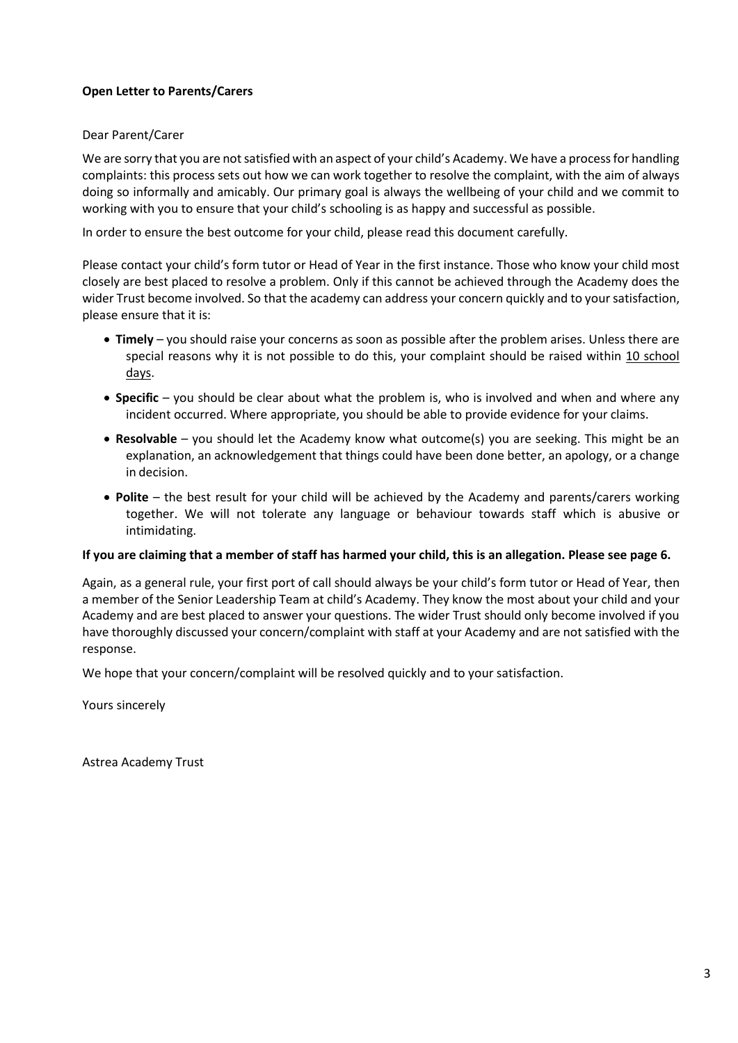**Open Letter to Parents/Carers**

Dear Parent/Carer

We are sorry that you are not satisfied with an aspect of your child's Academy. We have a process for handling complaints: this process sets out how we can work together to resolve the complaint, with the aim of always doing so informally and amicably. Our primary goal is always the wellbeing of your child and we commit to working with you to ensure that your child's schooling is as happy and successful as possible.

In order to ensure the best outcome for your child, please read this document carefully.

Please contact your child's form tutor or Head of Year in the first instance. Those who know your child most closely are best placed to resolve a problem. Only if this cannot be achieved through the Academy does the wider Trust become involved. So that the academy can address your concern quickly and to your satisfaction, please ensure that it is:

- **Timely** – you should raise your concerns as soon as possible after the problem arises. Unless there are special reasons why it is not possible to do this, your complaint should be raised within 10 school days.
- **Specific** – you should be clear about what the problem is, who is involved and when and where any incident occurred. Where appropriate, you should be able to provide evidence for your claims.
- **Resolvable** – you should let the Academy know what outcome(s) you are seeking. This might be an explanation, an acknowledgement that things could have been done better, an apology, or a change in decision.
- **Polite** – the best result for your child will be achieved by the Academy and parents/carers working together. We will not tolerate any language or behaviour towards staff which is abusive or intimidating.

**If you are claiming that a member of staff has harmed your child, this is an allegation. Please see page 6.**

Again, as a general rule, your first port of call should always be your child's form tutor or Head of Year, then a member of the Senior Leadership Team at child's Academy. They know the most about your child and your Academy and are best placed to answer your questions. The wider Trust should only become involved if you have thoroughly discussed your concern/complaint with staff at your Academy and are not satisfied with the response.

We hope that your concern/complaint will be resolved quickly and to your satisfaction.

Yours sincerely

Astrea Academy Trust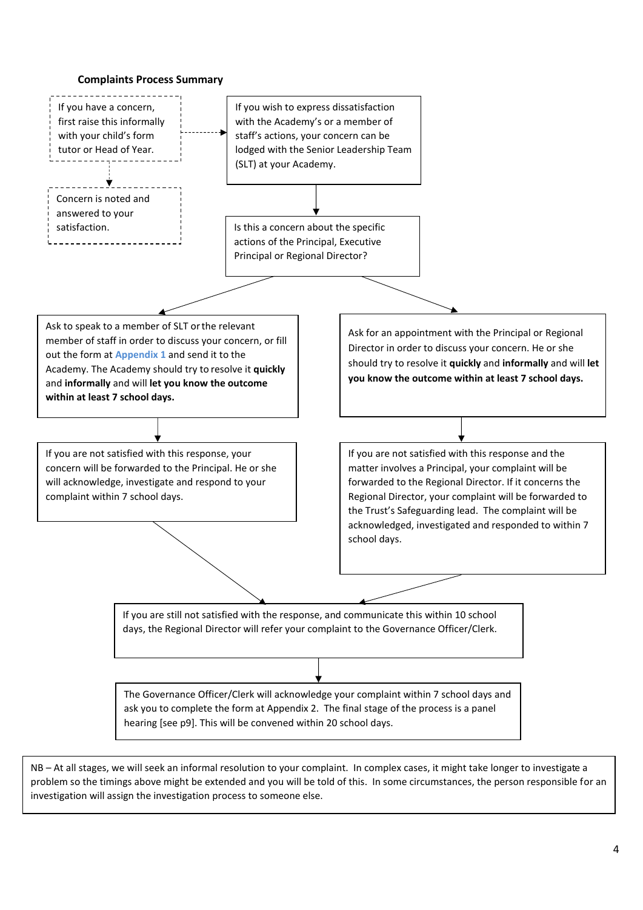**Complaints Process Summary**

If you have a concern, first raise this informally with your child's form tutor or Head of Year.

Concern is noted and answered to your satisfaction.

If you wish to express dissatisfaction with the Academy's or a member of staff's actions, your concern can be lodged with the Senior Leadership Team (SLT) at your Academy.

Is this a concern about the specific actions of the Principal, Executive Principal or Regional Director?

Ask to speak to a member of SLT or the relevant member of staff in order to discuss your concern, or fill out the form at Appendix 1 and send it to the Academy. The Academy should try to resolve it **quickly** and **informally** and will **let you know the outcome within at least 7 school days.**

If you are not satisfied with this response, your concern will be forwarded to the Principal. He or she will acknowledge, investigate and respond to your complaint within 7 school days.

Ask for an appointment with the Principal or Regional Director in order to discuss your concern. He or she should try to resolve it **quickly** and **informally** and will **let you know the outcome within at least 7 school days.**

If you are not satisfied with this response and the matter involves a Principal, your complaint will be forwarded to the Regional Director. If it concerns the Regional Director, your complaint will be forwarded to the Trust's Safeguarding lead. The complaint will be acknowledged, investigated and responded to within 7 school days.

If you are still not satisfied with the response, and communicate this within 10 school days, the Regional Director will refer your complaint to the Governance Officer/Clerk.

The Governance Officer/Clerk will acknowledge your complaint within 7 school days and ask you to complete the form at Appendix 2. The final stage of the process is a panel hearing [see p9]. This will be convened within 20 school days.

NB – At all stages, we will seek an informal resolution to your complaint. In complex cases, it might take longer to investigate a problem so the timings above might be extended and you will be told of this. In some circumstances, the person responsible for an investigation will assign the investigation process to someone else.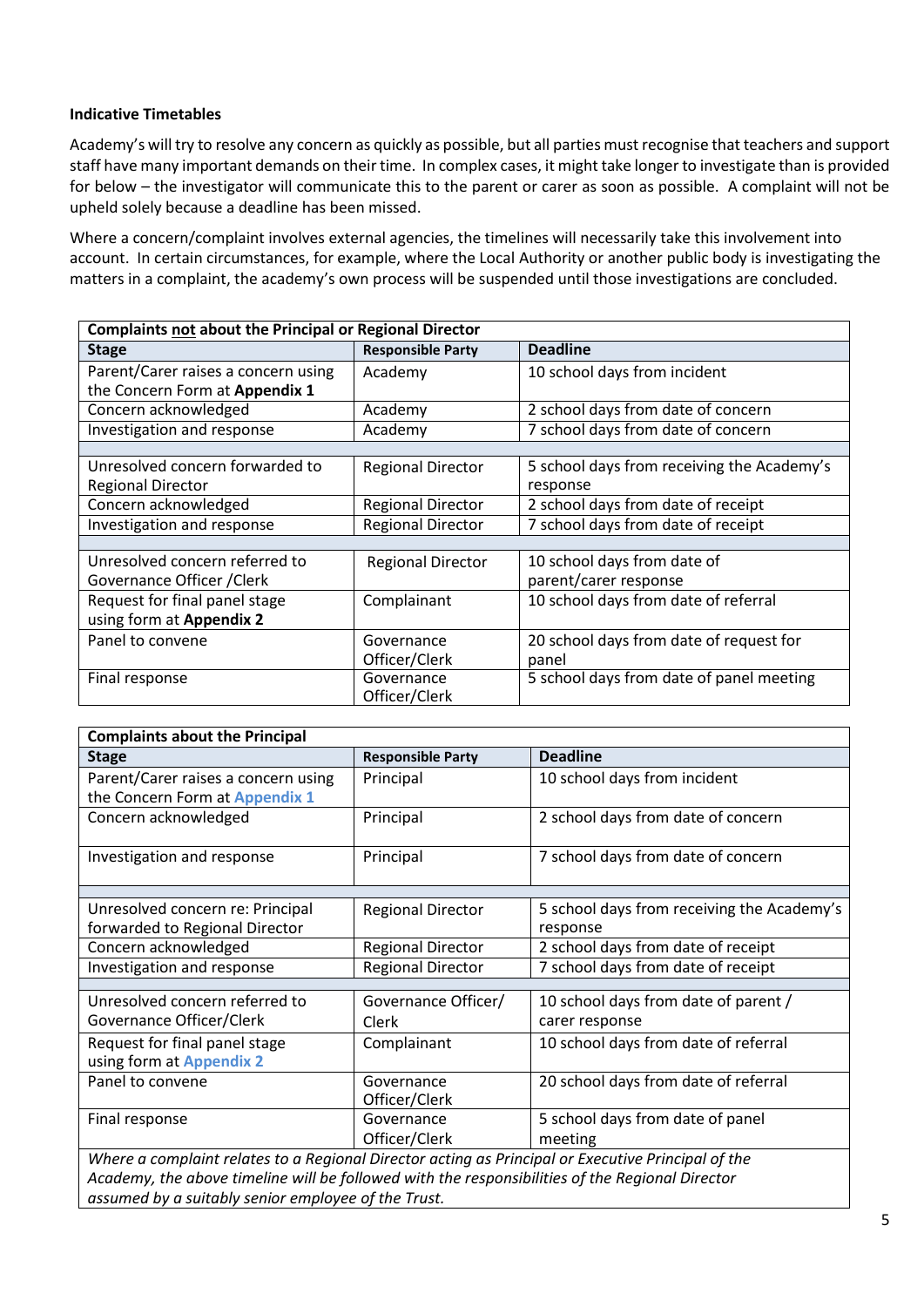**Indicative Timetables**

Academy's will try to resolve any concern as quickly as possible, but all parties must recognise that teachers and support staff have many important demands on their time. In complex cases, it might take longer to investigate than is provided for below – the investigator will communicate this to the parent or carer as soon as possible. A complaint will not be upheld solely because a deadline has been missed.

Where a concern/complaint involves external agencies, the timelines will necessarily take this involvement into account. In certain circumstances, for example, where the Local Authority or another public body is investigating the matters in a complaint, the academy's own process will be suspended until those investigations are concluded.

| **Complaints <u>not</u> about the Principal or Regional Director** | | |
|---|---|---|
| **Stage** | **Responsible Party** | **Deadline** |
| Parent/Carer raises a concern using the Concern Form at **Appendix 1** | Academy | 10 school days from incident |
| Concern acknowledged | Academy | 2 school days from date of concern |
| Investigation and response | Academy | 7 school days from date of concern |
| | | |
| Unresolved concern forwarded to Regional Director | Regional Director | 5 school days from receiving the Academy's response |
| Concern acknowledged | Regional Director | 2 school days from date of receipt |
| Investigation and response | Regional Director | 7 school days from date of receipt |
| | | |
| Unresolved concern referred to Governance Officer /Clerk | Regional Director | 10 school days from date of parent/carer response |
| Request for final panel stage using form at **Appendix 2** | Complainant | 10 school days from date of referral |
| Panel to convene | Governance Officer/Clerk | 20 school days from date of request for panel |
| Final response | Governance Officer/Clerk | 5 school days from date of panel meeting |

| **Complaints about the Principal** | | |
|---|---|---|
| **Stage** | **Responsible Party** | **Deadline** |
| Parent/Carer raises a concern using the Concern Form at **Appendix 1** | Principal | 10 school days from incident |
| Concern acknowledged | Principal | 2 school days from date of concern |
| Investigation and response | Principal | 7 school days from date of concern |
| | | |
| Unresolved concern re: Principal forwarded to Regional Director | Regional Director | 5 school days from receiving the Academy's response |
| Concern acknowledged | Regional Director | 2 school days from date of receipt |
| Investigation and response | Regional Director | 7 school days from date of receipt |
| | | |
| Unresolved concern referred to Governance Officer/Clerk | Governance Officer/ Clerk | 10 school days from date of parent / carer response |
| Request for final panel stage using form at **Appendix 2** | Complainant | 10 school days from date of referral |
| Panel to convene | Governance Officer/Clerk | 20 school days from date of referral |
| Final response | Governance Officer/Clerk | 5 school days from date of panel meeting |
| *Where a complaint relates to a Regional Director acting as Principal or Executive Principal of the Academy, the above timeline will be followed with the responsibilities of the Regional Director assumed by a suitably senior employee of the Trust.* | | |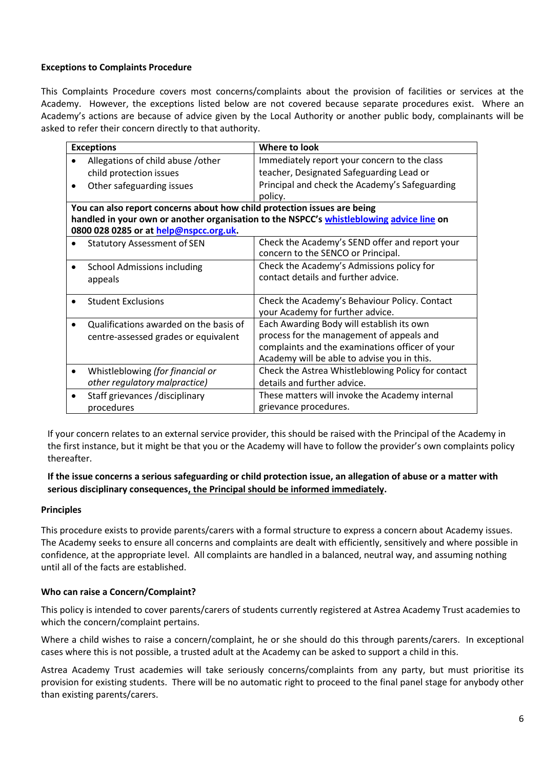**Exceptions to Complaints Procedure**

This Complaints Procedure covers most concerns/complaints about the provision of facilities or services at the Academy. However, the exceptions listed below are not covered because separate procedures exist. Where an Academy's actions are because of advice given by the Local Authority or another public body, complainants will be asked to refer their concern directly to that authority.

| Exceptions | Where to look |
|---|---|
| • Allegations of child abuse /other child protection issues<br>• Other safeguarding issues | Immediately report your concern to the class teacher, Designated Safeguarding Lead or Principal and check the Academy's Safeguarding policy. |
| **You can also report concerns about how child protection issues are being handled in your own or another organisation to the NSPCC's [whistleblowing advice line]() on 0800 028 0285 or at [help@nspcc.org.uk](mailto:help@nspcc.org.uk).** | |
| • Statutory Assessment of SEN | Check the Academy's SEND offer and report your concern to the SENCO or Principal. |
| • School Admissions including appeals | Check the Academy's Admissions policy for contact details and further advice. |
| • Student Exclusions | Check the Academy's Behaviour Policy. Contact your Academy for further advice. |
| • Qualifications awarded on the basis of centre-assessed grades or equivalent | Each Awarding Body will establish its own process for the management of appeals and complaints and the examinations officer of your Academy will be able to advise you in this. |
| • Whistleblowing *(for financial or other regulatory malpractice)* | Check the Astrea Whistleblowing Policy for contact details and further advice. |
| • Staff grievances /disciplinary procedures | These matters will invoke the Academy internal grievance procedures. |

If your concern relates to an external service provider, this should be raised with the Principal of the Academy in the first instance, but it might be that you or the Academy will have to follow the provider's own complaints policy thereafter.

**If the issue concerns a serious safeguarding or child protection issue, an allegation of abuse or a matter with serious disciplinary consequences, the Principal should be informed immediately.**

**Principles**

This procedure exists to provide parents/carers with a formal structure to express a concern about Academy issues. The Academy seeks to ensure all concerns and complaints are dealt with efficiently, sensitively and where possible in confidence, at the appropriate level. All complaints are handled in a balanced, neutral way, and assuming nothing until all of the facts are established.

**Who can raise a Concern/Complaint?**

This policy is intended to cover parents/carers of students currently registered at Astrea Academy Trust academies to which the concern/complaint pertains.

Where a child wishes to raise a concern/complaint, he or she should do this through parents/carers. In exceptional cases where this is not possible, a trusted adult at the Academy can be asked to support a child in this.

Astrea Academy Trust academies will take seriously concerns/complaints from any party, but must prioritise its provision for existing students. There will be no automatic right to proceed to the final panel stage for anybody other than existing parents/carers.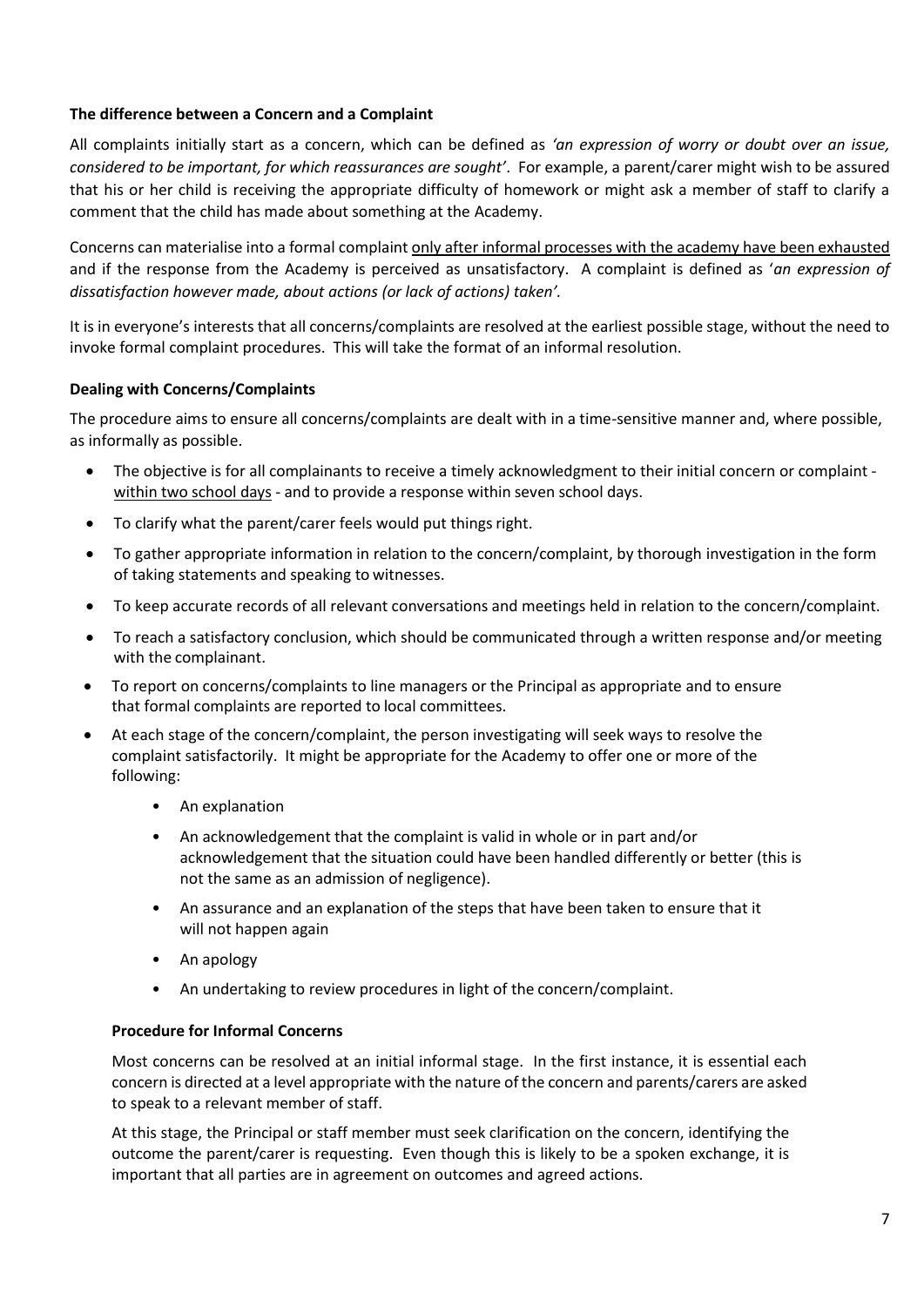**The difference between a Concern and a Complaint**

All complaints initially start as a concern, which can be defined as *'an expression of worry or doubt over an issue, considered to be important, for which reassurances are sought'*. For example, a parent/carer might wish to be assured that his or her child is receiving the appropriate difficulty of homework or might ask a member of staff to clarify a comment that the child has made about something at the Academy.

Concerns can materialise into a formal complaint only after informal processes with the academy have been exhausted and if the response from the Academy is perceived as unsatisfactory. A complaint is defined as '*an expression of dissatisfaction however made, about actions (or lack of actions) taken'.*

It is in everyone's interests that all concerns/complaints are resolved at the earliest possible stage, without the need to invoke formal complaint procedures. This will take the format of an informal resolution.

**Dealing with Concerns/Complaints**

The procedure aims to ensure all concerns/complaints are dealt with in a time-sensitive manner and, where possible, as informally as possible.

- The objective is for all complainants to receive a timely acknowledgment to their initial concern or complaint - within two school days - and to provide a response within seven school days.
- To clarify what the parent/carer feels would put things right.
- To gather appropriate information in relation to the concern/complaint, by thorough investigation in the form of taking statements and speaking to witnesses.
- To keep accurate records of all relevant conversations and meetings held in relation to the concern/complaint.
- To reach a satisfactory conclusion, which should be communicated through a written response and/or meeting with the complainant.
- To report on concerns/complaints to line managers or the Principal as appropriate and to ensure that formal complaints are reported to local committees.
- At each stage of the concern/complaint, the person investigating will seek ways to resolve the complaint satisfactorily. It might be appropriate for the Academy to offer one or more of the following:
    - An explanation
    - An acknowledgement that the complaint is valid in whole or in part and/or acknowledgement that the situation could have been handled differently or better (this is not the same as an admission of negligence).
    - An assurance and an explanation of the steps that have been taken to ensure that it will not happen again
    - An apology
    - An undertaking to review procedures in light of the concern/complaint.

**Procedure for Informal Concerns**

Most concerns can be resolved at an initial informal stage. In the first instance, it is essential each concern is directed at a level appropriate with the nature of the concern and parents/carers are asked to speak to a relevant member of staff.

At this stage, the Principal or staff member must seek clarification on the concern, identifying the outcome the parent/carer is requesting. Even though this is likely to be a spoken exchange, it is important that all parties are in agreement on outcomes and agreed actions.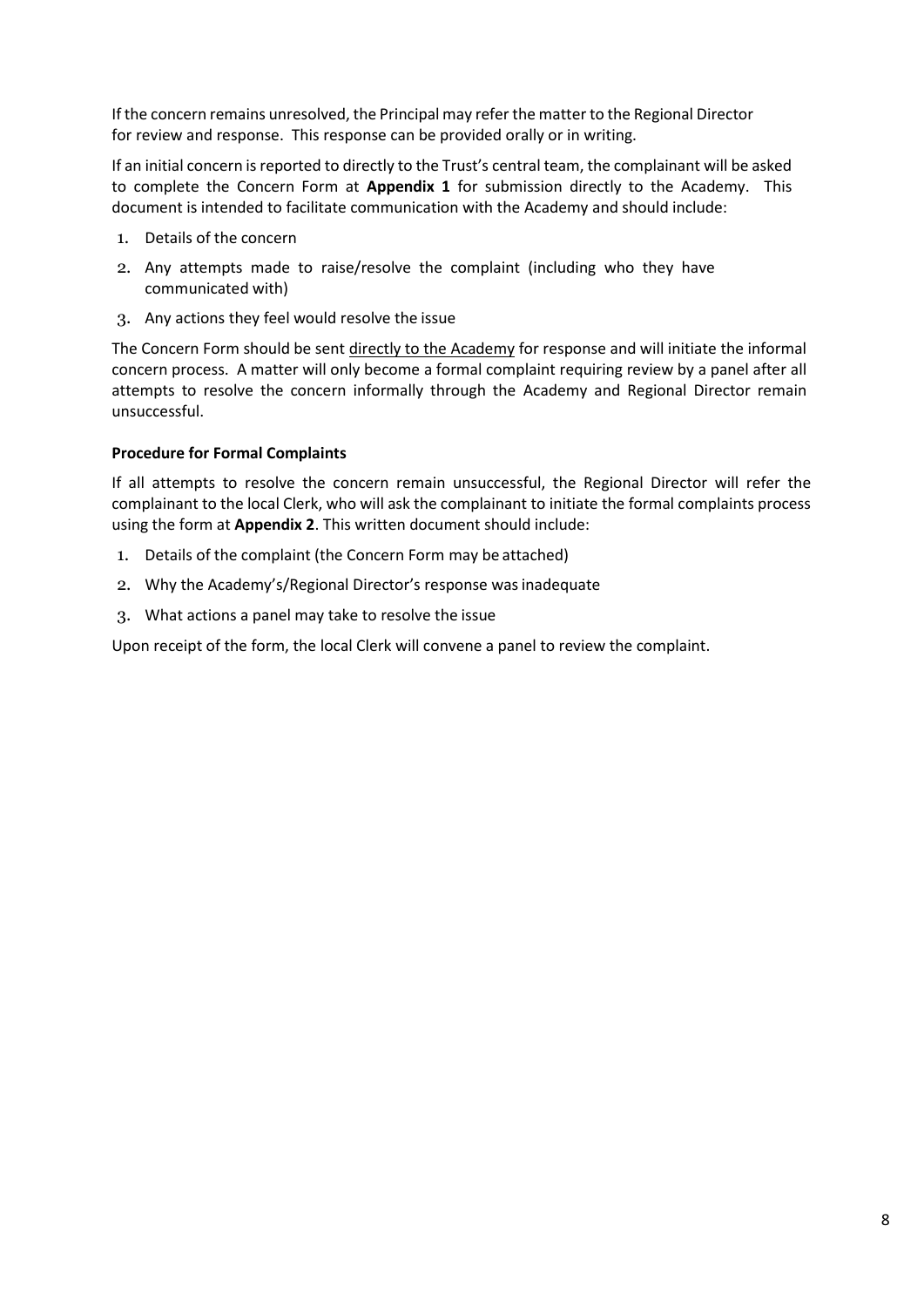If the concern remains unresolved, the Principal may refer the matter to the Regional Director for review and response. This response can be provided orally or in writing.

If an initial concern is reported to directly to the Trust's central team, the complainant will be asked to complete the Concern Form at **Appendix 1** for submission directly to the Academy. This document is intended to facilitate communication with the Academy and should include:

1. Details of the concern
2. Any attempts made to raise/resolve the complaint (including who they have communicated with)
3. Any actions they feel would resolve the issue

The Concern Form should be sent directly to the Academy for response and will initiate the informal concern process. A matter will only become a formal complaint requiring review by a panel after all attempts to resolve the concern informally through the Academy and Regional Director remain unsuccessful.

**Procedure for Formal Complaints**

If all attempts to resolve the concern remain unsuccessful, the Regional Director will refer the complainant to the local Clerk, who will ask the complainant to initiate the formal complaints process using the form at **Appendix 2**. This written document should include:

1. Details of the complaint (the Concern Form may be attached)
2. Why the Academy's/Regional Director's response was inadequate
3. What actions a panel may take to resolve the issue

Upon receipt of the form, the local Clerk will convene a panel to review the complaint.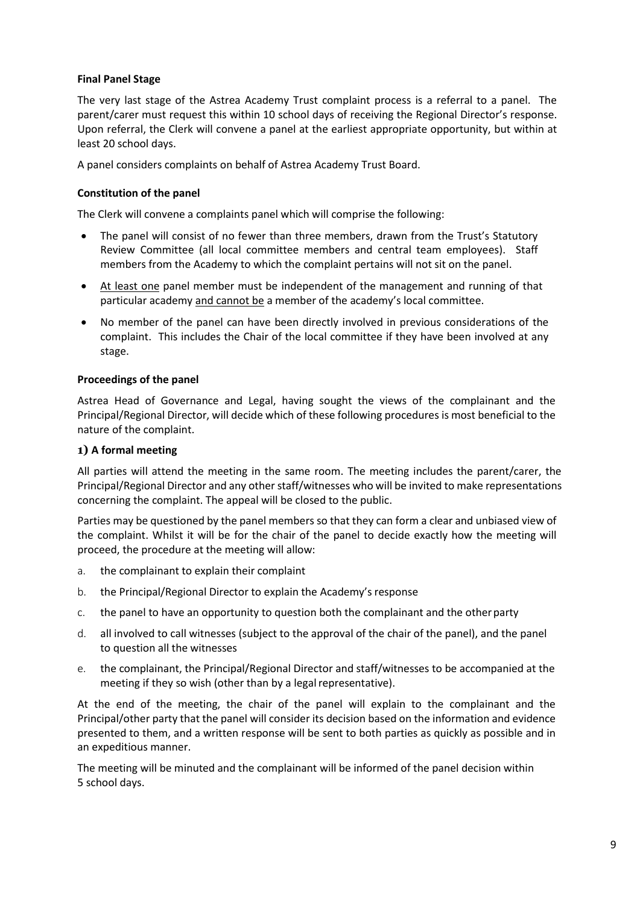**Final Panel Stage**

The very last stage of the Astrea Academy Trust complaint process is a referral to a panel. The parent/carer must request this within 10 school days of receiving the Regional Director's response. Upon referral, the Clerk will convene a panel at the earliest appropriate opportunity, but within at least 20 school days.

A panel considers complaints on behalf of Astrea Academy Trust Board.

**Constitution of the panel**

The Clerk will convene a complaints panel which will comprise the following:

- The panel will consist of no fewer than three members, drawn from the Trust's Statutory Review Committee (all local committee members and central team employees). Staff members from the Academy to which the complaint pertains will not sit on the panel.
- At least one panel member must be independent of the management and running of that particular academy and cannot be a member of the academy's local committee.
- No member of the panel can have been directly involved in previous considerations of the complaint. This includes the Chair of the local committee if they have been involved at any stage.

**Proceedings of the panel**

Astrea Head of Governance and Legal, having sought the views of the complainant and the Principal/Regional Director, will decide which of these following procedures is most beneficial to the nature of the complaint.

**1) A formal meeting**

All parties will attend the meeting in the same room. The meeting includes the parent/carer, the Principal/Regional Director and any other staff/witnesses who will be invited to make representations concerning the complaint. The appeal will be closed to the public.

Parties may be questioned by the panel members so that they can form a clear and unbiased view of the complaint. Whilst it will be for the chair of the panel to decide exactly how the meeting will proceed, the procedure at the meeting will allow:

a. the complainant to explain their complaint
b. the Principal/Regional Director to explain the Academy's response
c. the panel to have an opportunity to question both the complainant and the other party
d. all involved to call witnesses (subject to the approval of the chair of the panel), and the panel to question all the witnesses
e. the complainant, the Principal/Regional Director and staff/witnesses to be accompanied at the meeting if they so wish (other than by a legal representative).

At the end of the meeting, the chair of the panel will explain to the complainant and the Principal/other party that the panel will consider its decision based on the information and evidence presented to them, and a written response will be sent to both parties as quickly as possible and in an expeditious manner.

The meeting will be minuted and the complainant will be informed of the panel decision within 5 school days.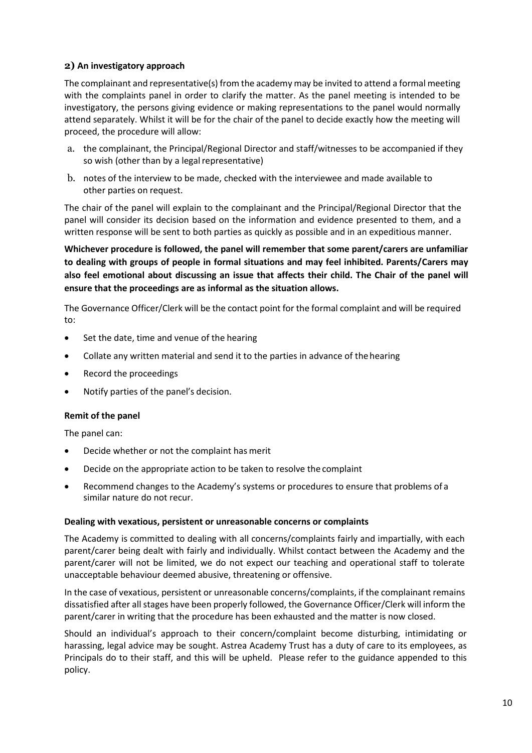### 2) An investigatory approach

The complainant and representative(s) from the academy may be invited to attend a formal meeting with the complaints panel in order to clarify the matter. As the panel meeting is intended to be investigatory, the persons giving evidence or making representations to the panel would normally attend separately. Whilst it will be for the chair of the panel to decide exactly how the meeting will proceed, the procedure will allow:

a. the complainant, the Principal/Regional Director and staff/witnesses to be accompanied if they so wish (other than by a legal representative)

b. notes of the interview to be made, checked with the interviewee and made available to other parties on request.

The chair of the panel will explain to the complainant and the Principal/Regional Director that the panel will consider its decision based on the information and evidence presented to them, and a written response will be sent to both parties as quickly as possible and in an expeditious manner.

**Whichever procedure is followed, the panel will remember that some parent/carers are unfamiliar to dealing with groups of people in formal situations and may feel inhibited. Parents/Carers may also feel emotional about discussing an issue that affects their child. The Chair of the panel will ensure that the proceedings are as informal as the situation allows.**

The Governance Officer/Clerk will be the contact point for the formal complaint and will be required to:

- Set the date, time and venue of the hearing
- Collate any written material and send it to the parties in advance of the hearing
- Record the proceedings
- Notify parties of the panel's decision.

#### Remit of the panel

The panel can:

- Decide whether or not the complaint has merit
- Decide on the appropriate action to be taken to resolve the complaint
- Recommend changes to the Academy's systems or procedures to ensure that problems of a similar nature do not recur.

#### Dealing with vexatious, persistent or unreasonable concerns or complaints

The Academy is committed to dealing with all concerns/complaints fairly and impartially, with each parent/carer being dealt with fairly and individually. Whilst contact between the Academy and the parent/carer will not be limited, we do not expect our teaching and operational staff to tolerate unacceptable behaviour deemed abusive, threatening or offensive.

In the case of vexatious, persistent or unreasonable concerns/complaints, if the complainant remains dissatisfied after all stages have been properly followed, the Governance Officer/Clerk will inform the parent/carer in writing that the procedure has been exhausted and the matter is now closed.

Should an individual's approach to their concern/complaint become disturbing, intimidating or harassing, legal advice may be sought. Astrea Academy Trust has a duty of care to its employees, as Principals do to their staff, and this will be upheld. Please refer to the guidance appended to this policy.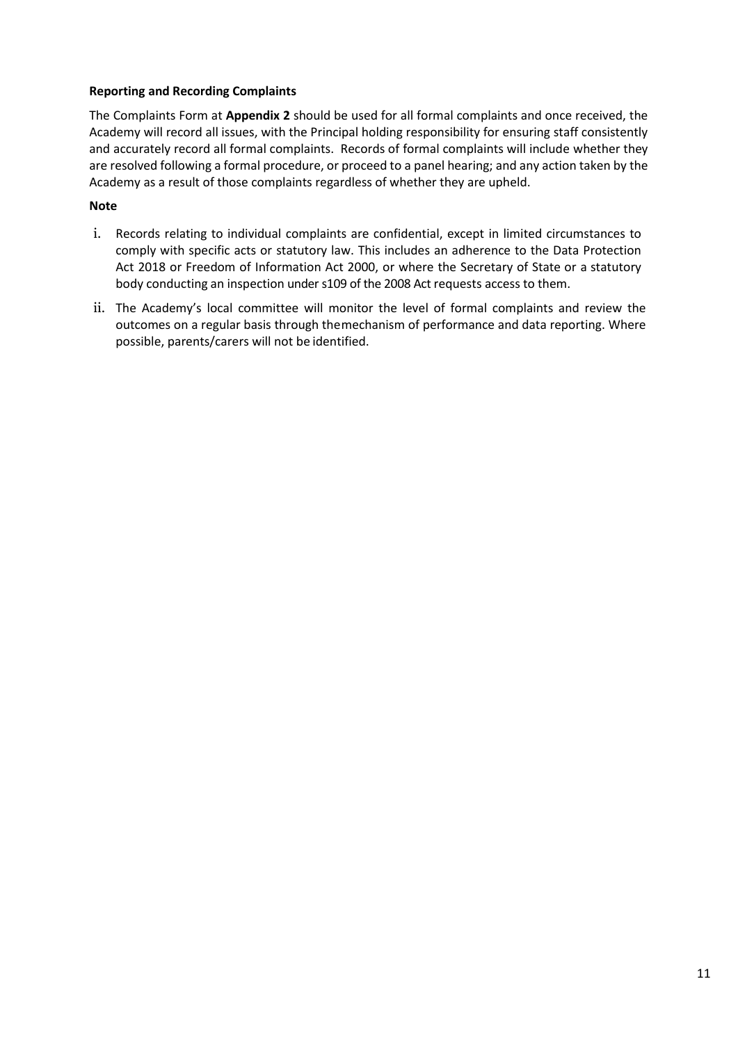**Reporting and Recording Complaints**

The Complaints Form at **Appendix 2** should be used for all formal complaints and once received, the Academy will record all issues, with the Principal holding responsibility for ensuring staff consistently and accurately record all formal complaints. Records of formal complaints will include whether they are resolved following a formal procedure, or proceed to a panel hearing; and any action taken by the Academy as a result of those complaints regardless of whether they are upheld.

**Note**

i. Records relating to individual complaints are confidential, except in limited circumstances to comply with specific acts or statutory law. This includes an adherence to the Data Protection Act 2018 or Freedom of Information Act 2000, or where the Secretary of State or a statutory body conducting an inspection under s109 of the 2008 Act requests access to them.

ii. The Academy's local committee will monitor the level of formal complaints and review the outcomes on a regular basis through themechanism of performance and data reporting. Where possible, parents/carers will not be identified.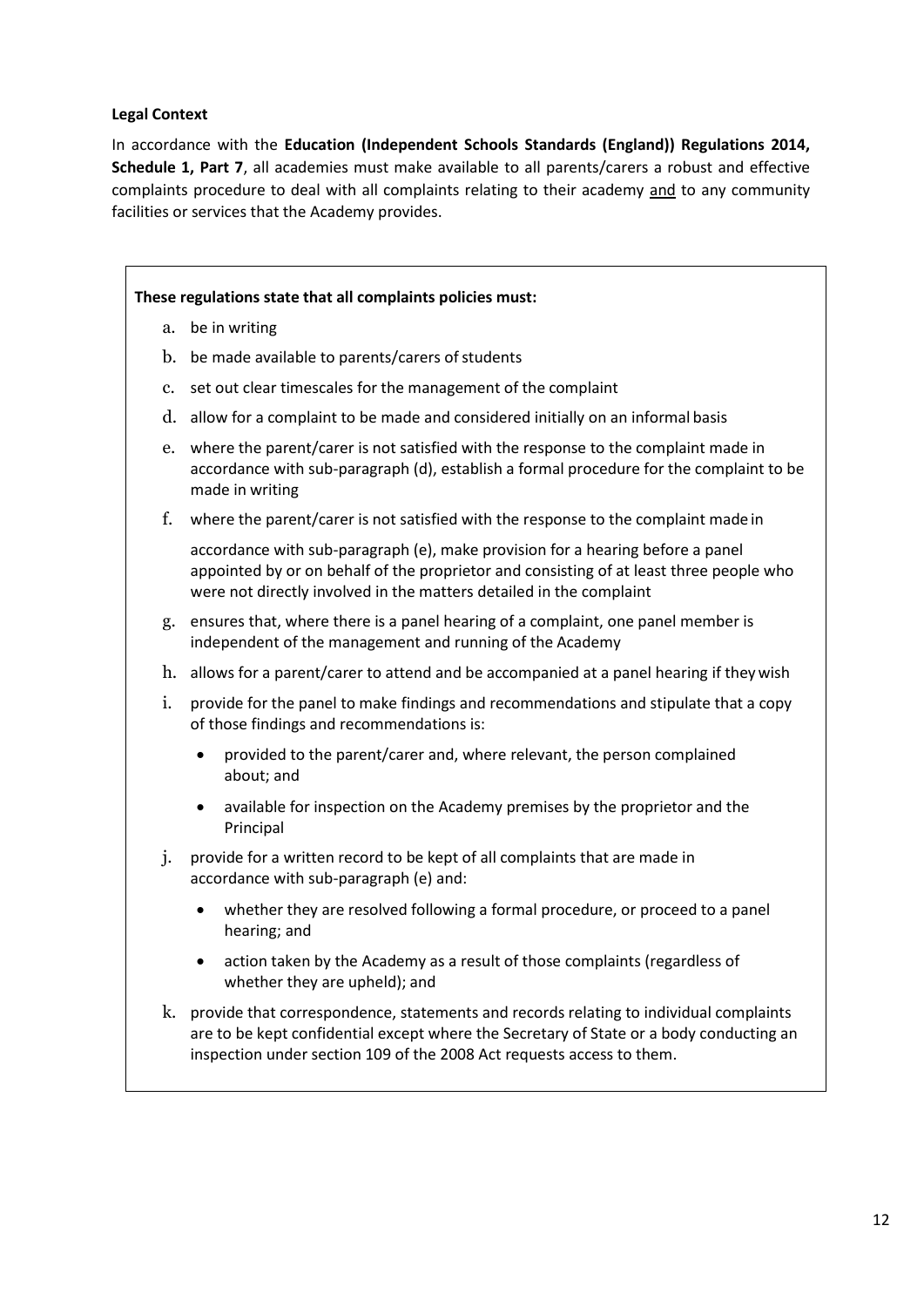**Legal Context**

In accordance with the **Education (Independent Schools Standards (England)) Regulations 2014, Schedule 1, Part 7**, all academies must make available to all parents/carers a robust and effective complaints procedure to deal with all complaints relating to their academy and to any community facilities or services that the Academy provides.

**These regulations state that all complaints policies must:**

a. be in writing
b. be made available to parents/carers of students
c. set out clear timescales for the management of the complaint
d. allow for a complaint to be made and considered initially on an informal basis
e. where the parent/carer is not satisfied with the response to the complaint made in accordance with sub-paragraph (d), establish a formal procedure for the complaint to be made in writing
f. where the parent/carer is not satisfied with the response to the complaint made in accordance with sub-paragraph (e), make provision for a hearing before a panel appointed by or on behalf of the proprietor and consisting of at least three people who were not directly involved in the matters detailed in the complaint
g. ensures that, where there is a panel hearing of a complaint, one panel member is independent of the management and running of the Academy
h. allows for a parent/carer to attend and be accompanied at a panel hearing if they wish
i. provide for the panel to make findings and recommendations and stipulate that a copy of those findings and recommendations is:
    - provided to the parent/carer and, where relevant, the person complained about; and
    - available for inspection on the Academy premises by the proprietor and the Principal
j. provide for a written record to be kept of all complaints that are made in accordance with sub-paragraph (e) and:
    - whether they are resolved following a formal procedure, or proceed to a panel hearing; and
    - action taken by the Academy as a result of those complaints (regardless of whether they are upheld); and
k. provide that correspondence, statements and records relating to individual complaints are to be kept confidential except where the Secretary of State or a body conducting an inspection under section 109 of the 2008 Act requests access to them.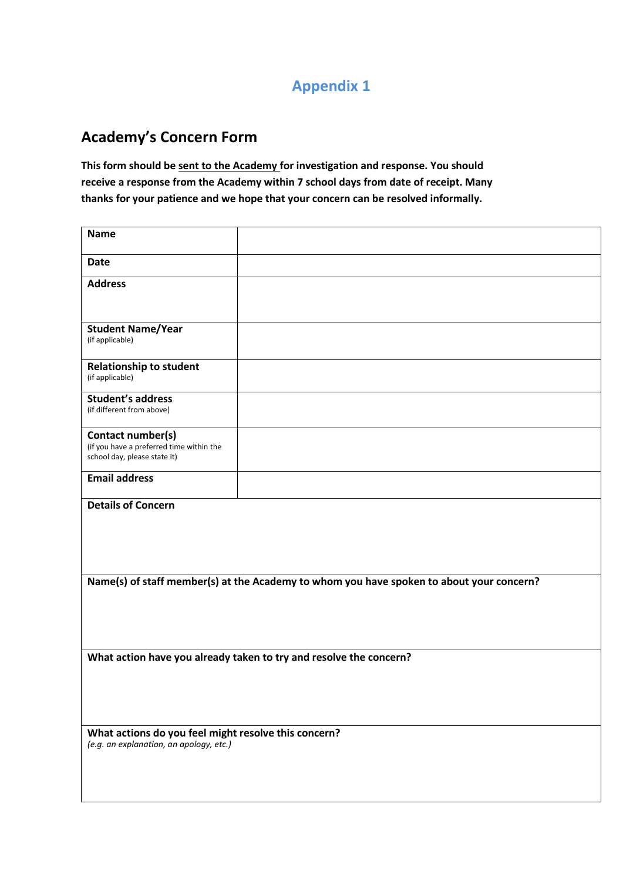## Appendix 1

## Academy's Concern Form

**This form should be sent to the Academy for investigation and response. You should receive a response from the Academy within 7 school days from date of receipt. Many thanks for your patience and we hope that your concern can be resolved informally.**

| | |
|---|---|
| **Name** | |
| **Date** | |
| **Address** | |
| **Student Name/Year** (if applicable) | |
| **Relationship to student** (if applicable) | |
| **Student's address** (if different from above) | |
| **Contact number(s)** (if you have a preferred time within the school day, please state it) | |
| **Email address** | |
| **Details of Concern** | |
| **Name(s) of staff member(s) at the Academy to whom you have spoken to about your concern?** | |
| **What action have you already taken to try and resolve the concern?** | |
| **What actions do you feel might resolve this concern?** *(e.g. an explanation, an apology, etc.)* | |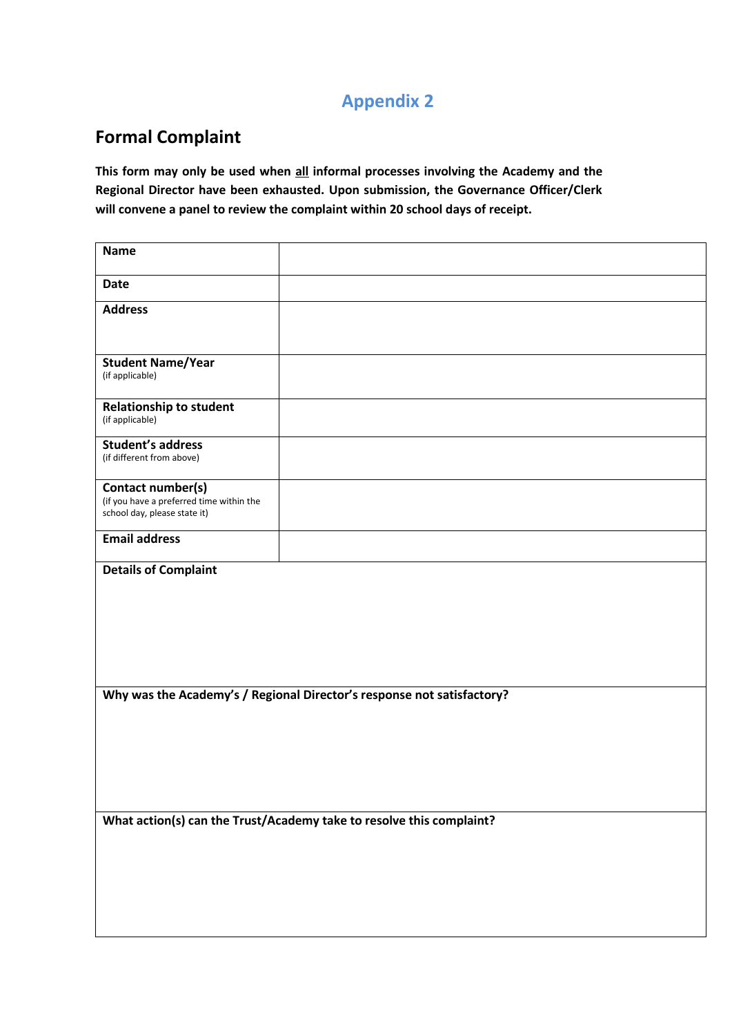# Appendix 2

## Formal Complaint

**This form may only be used when <u>all</u> informal processes involving the Academy and the Regional Director have been exhausted. Upon submission, the Governance Officer/Clerk will convene a panel to review the complaint within 20 school days of receipt.**

| | |
|---|---|
| **Name** | |
| **Date** | |
| **Address** | |
| **Student Name/Year** (if applicable) | |
| **Relationship to student** (if applicable) | |
| **Student's address** (if different from above) | |
| **Contact number(s)** (if you have a preferred time within the school day, please state it) | |
| **Email address** | |

| |
|---|
| **Details of Complaint** |
| **Why was the Academy's / Regional Director's response not satisfactory?** |
| **What action(s) can the Trust/Academy take to resolve this complaint?** |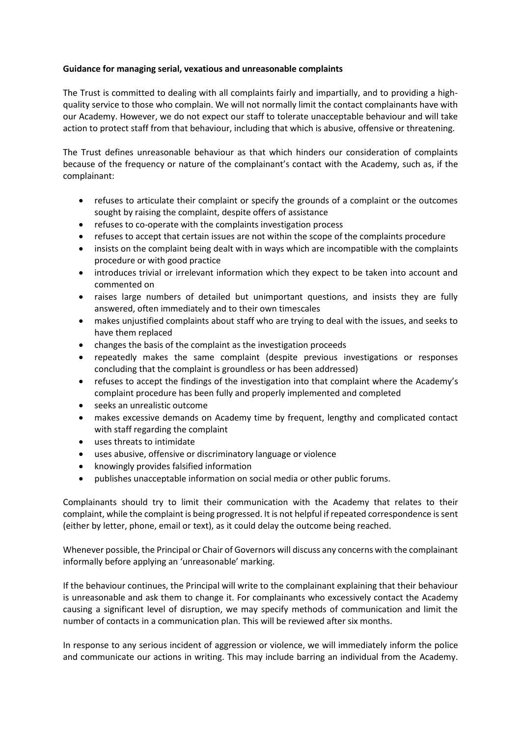**Guidance for managing serial, vexatious and unreasonable complaints**

The Trust is committed to dealing with all complaints fairly and impartially, and to providing a high-quality service to those who complain. We will not normally limit the contact complainants have with our Academy. However, we do not expect our staff to tolerate unacceptable behaviour and will take action to protect staff from that behaviour, including that which is abusive, offensive or threatening.

The Trust defines unreasonable behaviour as that which hinders our consideration of complaints because of the frequency or nature of the complainant's contact with the Academy, such as, if the complainant:

- refuses to articulate their complaint or specify the grounds of a complaint or the outcomes sought by raising the complaint, despite offers of assistance
- refuses to co-operate with the complaints investigation process
- refuses to accept that certain issues are not within the scope of the complaints procedure
- insists on the complaint being dealt with in ways which are incompatible with the complaints procedure or with good practice
- introduces trivial or irrelevant information which they expect to be taken into account and commented on
- raises large numbers of detailed but unimportant questions, and insists they are fully answered, often immediately and to their own timescales
- makes unjustified complaints about staff who are trying to deal with the issues, and seeks to have them replaced
- changes the basis of the complaint as the investigation proceeds
- repeatedly makes the same complaint (despite previous investigations or responses concluding that the complaint is groundless or has been addressed)
- refuses to accept the findings of the investigation into that complaint where the Academy's complaint procedure has been fully and properly implemented and completed
- seeks an unrealistic outcome
- makes excessive demands on Academy time by frequent, lengthy and complicated contact with staff regarding the complaint
- uses threats to intimidate
- uses abusive, offensive or discriminatory language or violence
- knowingly provides falsified information
- publishes unacceptable information on social media or other public forums.

Complainants should try to limit their communication with the Academy that relates to their complaint, while the complaint is being progressed. It is not helpful if repeated correspondence is sent (either by letter, phone, email or text), as it could delay the outcome being reached.

Whenever possible, the Principal or Chair of Governors will discuss any concerns with the complainant informally before applying an 'unreasonable' marking.

If the behaviour continues, the Principal will write to the complainant explaining that their behaviour is unreasonable and ask them to change it. For complainants who excessively contact the Academy causing a significant level of disruption, we may specify methods of communication and limit the number of contacts in a communication plan. This will be reviewed after six months.

In response to any serious incident of aggression or violence, we will immediately inform the police and communicate our actions in writing. This may include barring an individual from the Academy.